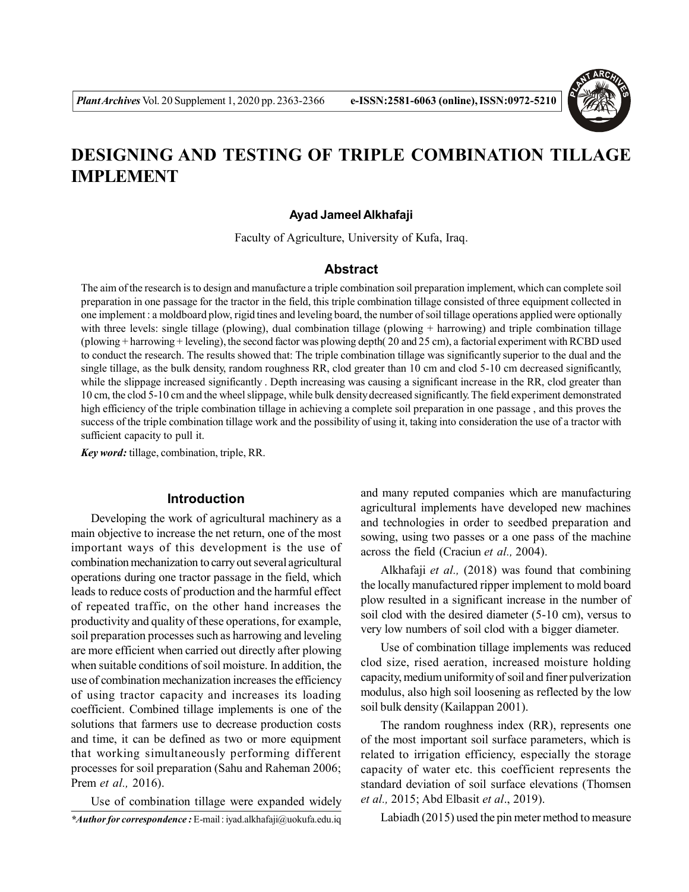# DESIGNING AND TESTING OF TRIPLE COMBINATION TILLAGE IMPLEMENT

**Ayad Jameel Alkhafaji**

Faculty of Agriculture, University of Kufa, Iraq.

## Abstract

The aim of the research is to design and manufacture a triple combination soil preparation implement, which can complete soil preparation in one passage for the tractor in the field, this triple combination tillage consisted of three equipment collected in one implement : a moldboard plow, rigid tines and leveling board, the number of soil tillage operations applied were optionally with three levels: single tillage (plowing), dual combination tillage (plowing + harrowing) and triple combination tillage (plowing + harrowing + leveling), the second factor was plowing depth( 20 and 25 cm), a factorial experiment with RCBD used to conduct the research. The results showed that: The triple combination tillage was significantly superior to the dual and the single tillage, as the bulk density, random roughness RR, clod greater than 10 cm and clod 5-10 cm decreased significantly, while the slippage increased significantly . Depth increasing was causing a significant increase in the RR, clod greater than 10 cm, the clod 5-10 cm and the wheel slippage, while bulk density decreased significantly. The field experiment demonstrated high efficiency of the triple combination tillage in achieving a complete soil preparation in one passage , and this proves the success of the triple combination tillage work and the possibility of using it, taking into consideration the use of a tractor with sufficient capacity to pull it.

***Key word:*** tillage, combination, triple, RR.

## Introduction

Developing the work of agricultural machinery as a main objective to increase the net return, one of the most important ways of this development is the use of combination mechanization to carry out several agricultural operations during one tractor passage in the field, which leads to reduce costs of production and the harmful effect of repeated traffic, on the other hand increases the productivity and quality of these operations, for example, soil preparation processes such as harrowing and leveling are more efficient when carried out directly after plowing when suitable conditions of soil moisture. In addition, the use of combination mechanization increases the efficiency of using tractor capacity and increases its loading coefficient. Combined tillage implements is one of the solutions that farmers use to decrease production costs and time, it can be defined as two or more equipment that working simultaneously performing different processes for soil preparation (Sahu and Raheman 2006; Prem *et al.,* 2016).

Use of combination tillage were expanded widely and many reputed companies which are manufacturing agricultural implements have developed new machines and technologies in order to seedbed preparation and sowing, using two passes or a one pass of the machine across the field (Craciun *et al.,* 2004).

Alkhafaji *et al.,* (2018) was found that combining the locally manufactured ripper implement to mold board plow resulted in a significant increase in the number of soil clod with the desired diameter (5-10 cm), versus to very low numbers of soil clod with a bigger diameter.

Use of combination tillage implements was reduced clod size, rised aeration, increased moisture holding capacity, medium uniformity of soil and finer pulverization modulus, also high soil loosening as reflected by the low soil bulk density (Kailappan 2001).

The random roughness index (RR), represents one of the most important soil surface parameters, which is related to irrigation efficiency, especially the storage capacity of water etc. this coefficient represents the standard deviation of soil surface elevations (Thomsen *et al.,* 2015; Abd Elbasit *et al*., 2019).

Labiadh (2015) used the pin meter method to measure

***\*Author for correspondence :*** E-mail : iyad.alkhafaji@uokufa.edu.iq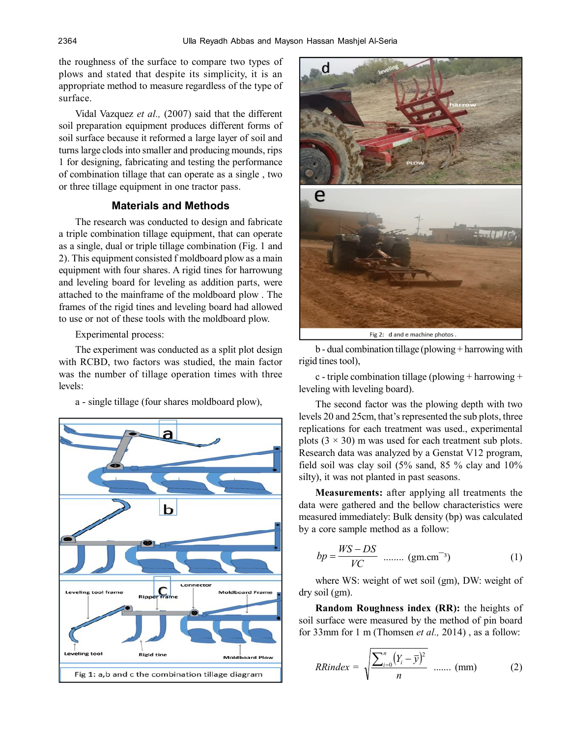the roughness of the surface to compare two types of plows and stated that despite its simplicity, it is an appropriate method to measure regardless of the type of surface.

Vidal Vazquez *et al.,* (2007) said that the different soil preparation equipment produces different forms of soil surface because it reformed a large layer of soil and turns large clods into smaller and producing mounds, rips 1 for designing, fabricating and testing the performance of combination tillage that can operate as a single , two or three tillage equipment in one tractor pass.

## Materials and Methods

The research was conducted to design and fabricate a triple combination tillage equipment, that can operate as a single, dual or triple tillage combination (Fig. 1 and 2). This equipment consisted f moldboard plow as a main equipment with four shares. A rigid tines for harrowung and leveling board for leveling as addition parts, were attached to the mainframe of the moldboard plow . The frames of the rigid tines and leveling board had allowed to use or not of these tools with the moldboard plow.

Experimental process:

The experiment was conducted as a split plot design with RCBD, two factors was studied, the main factor was the number of tillage operation times with three levels:

a - single tillage (four shares moldboard plow),

Fig 1: a,b and c the combination tillage diagram

Fig 2: d and e machine photos .

b - dual combination tillage (plowing + harrowing with rigid tines tool),

c - triple combination tillage (plowing + harrowing + leveling with leveling board).

The second factor was the plowing depth with two levels 20 and 25cm, that's represented the sub plots, three replications for each treatment was used., experimental plots (3 × 30) m was used for each treatment sub plots. Research data was analyzed by a Genstat V12 program, field soil was clay soil (5% sand, 85 % clay and 10% silty), it was not planted in past seasons.

**Measurements:** after applying all treatments the data were gathered and the bellow characteristics were measured immediately: Bulk density (bp) was calculated by a core sample method as a follow:

$$bp = \frac{WS - DS}{VC} \text{ ........ } (\text{gm.cm}^{-3}) \qquad (1)$$

where WS: weight of wet soil (gm), DW: weight of dry soil (gm).

**Random Roughness index (RR):** the heights of soil surface were measured by the method of pin board for 33mm for 1 m (Thomsen *et al.,* 2014) , as a follow:

$$RRindex = \sqrt{\frac{\sum_{i=0}^{n}\left(Y_i - \bar{y}\right)^2}{n}} \text{ ....... } (\text{mm}) \qquad (2)$$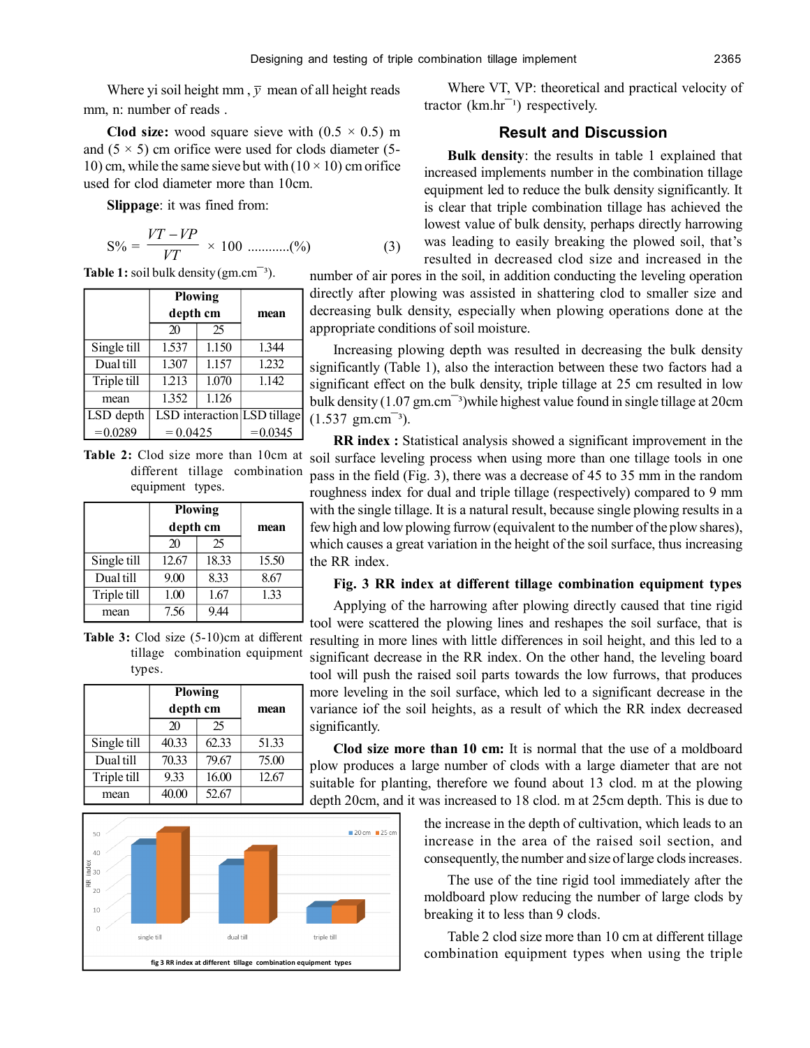Where yi soil height mm , $\bar{y}$ mean of all height reads mm, n: number of reads .

**Clod size:** wood square sieve with (0.5 × 0.5) m and (5 × 5) cm orifice were used for clods diameter (5-10) cm, while the same sieve but with (10 × 10) cm orifice used for clod diameter more than 10cm.

**Slippage**: it was fined from:

$$S\% = \frac{VT - VP}{VT} \times 100 \text{ ............}(\%) \quad (3)$$

Where VT, VP: theoretical and practical velocity of tractor (km.hr$^{-1}$) respectively.

**Table 1:** soil bulk density (gm.cm$^{-3}$).

| | Plowing depth cm | | mean |
|---|---|---|---|
| | 20 | 25 | |
| Single till | 1.537 | 1.150 | 1.344 |
| Dual till | 1.307 | 1.157 | 1.232 |
| Triple till | 1.213 | 1.070 | 1.142 |
| mean | 1.352 | 1.126 | |
| LSD depth =0.0289 | LSD interaction = 0.0425 | | LSD tillage =0.0345 |

**Table 2:** Clod size more than 10cm at different tillage combination equipment types.

| | Plowing depth cm | | mean |
|---|---|---|---|
| | 20 | 25 | |
| Single till | 12.67 | 18.33 | 15.50 |
| Dual till | 9.00 | 8.33 | 8.67 |
| Triple till | 1.00 | 1.67 | 1.33 |
| mean | 7.56 | 9.44 | |

**Table 3:** Clod size (5-10)cm at different tillage combination equipment types.

| | Plowing depth cm | | mean |
|---|---|---|---|
| | 20 | 25 | |
| Single till | 40.33 | 62.33 | 51.33 |
| Dual till | 70.33 | 79.67 | 75.00 |
| Triple till | 9.33 | 16.00 | 12.67 |
| mean | 40.00 | 52.67 | |

fig 3 RR index at different tillage combination equipment types

## Result and Discussion

**Bulk density**: the results in table 1 explained that increased implements number in the combination tillage equipment led to reduce the bulk density significantly. It is clear that triple combination tillage has achieved the lowest value of bulk density, perhaps directly harrowing was leading to easily breaking the plowed soil, that's resulted in decreased clod size and increased in the number of air pores in the soil, in addition conducting the leveling operation directly after plowing was assisted in shattering clod to smaller size and decreasing bulk density, especially when plowing operations done at the appropriate conditions of soil moisture.

Increasing plowing depth was resulted in decreasing the bulk density significantly (Table 1), also the interaction between these two factors had a significant effect on the bulk density, triple tillage at 25 cm resulted in low bulk density (1.07 gm.cm$^{-3}$)while highest value found in single tillage at 20cm (1.537 gm.cm$^{-3}$).

**RR index :** Statistical analysis showed a significant improvement in the soil surface leveling process when using more than one tillage tools in one pass in the field (Fig. 3), there was a decrease of 45 to 35 mm in the random roughness index for dual and triple tillage (respectively) compared to 9 mm with the single tillage. It is a natural result, because single plowing results in a few high and low plowing furrow (equivalent to the number of the plow shares), which causes a great variation in the height of the soil surface, thus increasing the RR index.

**Fig. 3 RR index at different tillage combination equipment types**

Applying of the harrowing after plowing directly caused that tine rigid tool were scattered the plowing lines and reshapes the soil surface, that is resulting in more lines with little differences in soil height, and this led to a significant decrease in the RR index. On the other hand, the leveling board tool will push the raised soil parts towards the low furrows, that produces more leveling in the soil surface, which led to a significant decrease in the variance iof the soil heights, as a result of which the RR index decreased significantly.

**Clod size more than 10 cm:** It is normal that the use of a moldboard plow produces a large number of clods with a large diameter that are not suitable for planting, therefore we found about 13 clod. m at the plowing depth 20cm, and it was increased to 18 clod. m at 25cm depth. This is due to the increase in the depth of cultivation, which leads to an increase in the area of the raised soil section, and consequently, the number and size of large clods increases.

The use of the tine rigid tool immediately after the moldboard plow reducing the number of large clods by breaking it to less than 9 clods.

Table 2 clod size more than 10 cm at different tillage combination equipment types when using the triple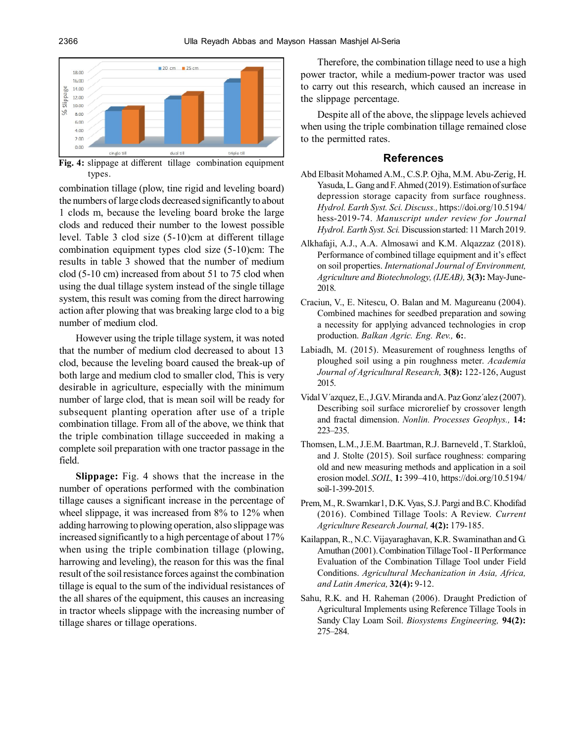■ 20 cm ■ 25 cm

% Slippage

18.00
16.00
14.00
12.00
10.00
8.00
6.00
4.00
2.00
0.00

single till
dual till
triple till

**Fig. 4:** slippage at different tillage combination equipment types.

combination tillage (plow, tine rigid and leveling board) the numbers of large clods decreased significantly to about 1 clods m, because the leveling board broke the large clods and reduced their number to the lowest possible level. Table 3 clod size (5-10)cm at different tillage combination equipment types clod size (5-10)cm: The results in table 3 showed that the number of medium clod (5-10 cm) increased from about 51 to 75 clod when using the dual tillage system instead of the single tillage system, this result was coming from the direct harrowing action after plowing that was breaking large clod to a big number of medium clod.

However using the triple tillage system, it was noted that the number of medium clod decreased to about 13 clod, because the leveling board caused the break-up of both large and medium clod to smaller clod, This is very desirable in agriculture, especially with the minimum number of large clod, that is mean soil will be ready for subsequent planting operation after use of a triple combination tillage. From all of the above, we think that the triple combination tillage succeeded in making a complete soil preparation with one tractor passage in the field.

**Slippage:** Fig. 4 shows that the increase in the number of operations performed with the combination tillage causes a significant increase in the percentage of wheel slippage, it was increased from 8% to 12% when adding harrowing to plowing operation, also slippage was increased significantly to a high percentage of about 17% when using the triple combination tillage (plowing, harrowing and leveling), the reason for this was the final result of the soil resistance forces against the combination tillage is equal to the sum of the individual resistances of the all shares of the equipment, this causes an increasing in tractor wheels slippage with the increasing number of tillage shares or tillage operations.

Therefore, the combination tillage need to use a high power tractor, while a medium-power tractor was used to carry out this research, which caused an increase in the slippage percentage.

Despite all of the above, the slippage levels achieved when using the triple combination tillage remained close to the permitted rates.

## References

Abd Elbasit Mohamed A.M., C.S.P. Ojha, M.M. Abu-Zerig, H. Yasuda, L. Gang and F. Ahmed (2019). Estimation of surface depression storage capacity from surface roughness. *Hydrol. Earth Syst. Sci. Discuss.,* https://doi.org/10.5194/hess-2019-74. *Manuscript under review for Journal Hydrol. Earth Syst. Sci.* Discussion started: 11 March 2019.

Alkhafaji, A.J., A.A. Almosawi and K.M. Alqazzaz (2018). Performance of combined tillage equipment and it's effect on soil properties. *International Journal of Environment, Agriculture and Biotechnology, (IJEAB),* **3(3):** May-June-2018.

Craciun, V., E. Nitescu, O. Balan and M. Magureanu (2004). Combined machines for seedbed preparation and sowing a necessity for applying advanced technologies in crop production. *Balkan Agric. Eng. Rev.,* **6:**.

Labiadh, M. (2015). Measurement of roughness lengths of ploughed soil using a pin roughness meter. *Academia Journal of Agricultural Research,* **3(8):** 122-126, August 2015.

Vidal V´azquez, E., J.G.V. Miranda and A. Paz Gonz´alez (2007). Describing soil surface microrelief by crossover length and fractal dimension. *Nonlin. Processes Geophys.,* **14:** 223–235.

Thomsen, L.M., J.E.M. Baartman, R.J. Barneveld , T. Starkloû, and J. Stolte (2015). Soil surface roughness: comparing old and new measuring methods and application in a soil erosion model. *SOIL,* **1:** 399–410, https://doi.org/10.5194/soil-1-399-2015.

Prem, M., R. Swarnkar1, D.K. Vyas, S.J. Pargi and B.C. Khodifad (2016). Combined Tillage Tools: A Review. *Current Agriculture Research Journal,* **4(2):** 179-185.

Kailappan, R., N.C. Vijayaraghavan, K.R. Swaminathan and G. Amuthan (2001). Combination Tillage Tool - II Performance Evaluation of the Combination Tillage Tool under Field Conditions. *Agricultural Mechanization in Asia, Africa, and Latin America,* **32(4):** 9-12.

Sahu, R.K. and H. Raheman (2006). Draught Prediction of Agricultural Implements using Reference Tillage Tools in Sandy Clay Loam Soil. *Biosystems Engineering,* **94(2):** 275–284.